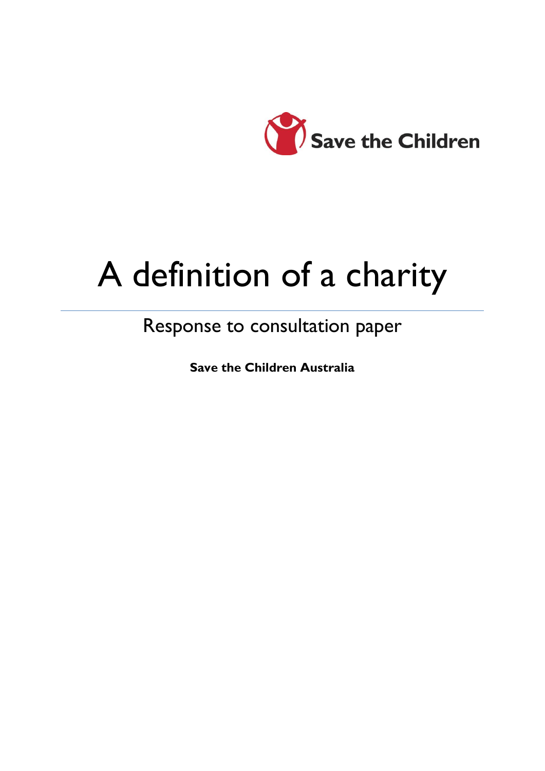Save the Children

# A definition of a charity

Response to consultation paper

**Save the Children Australia**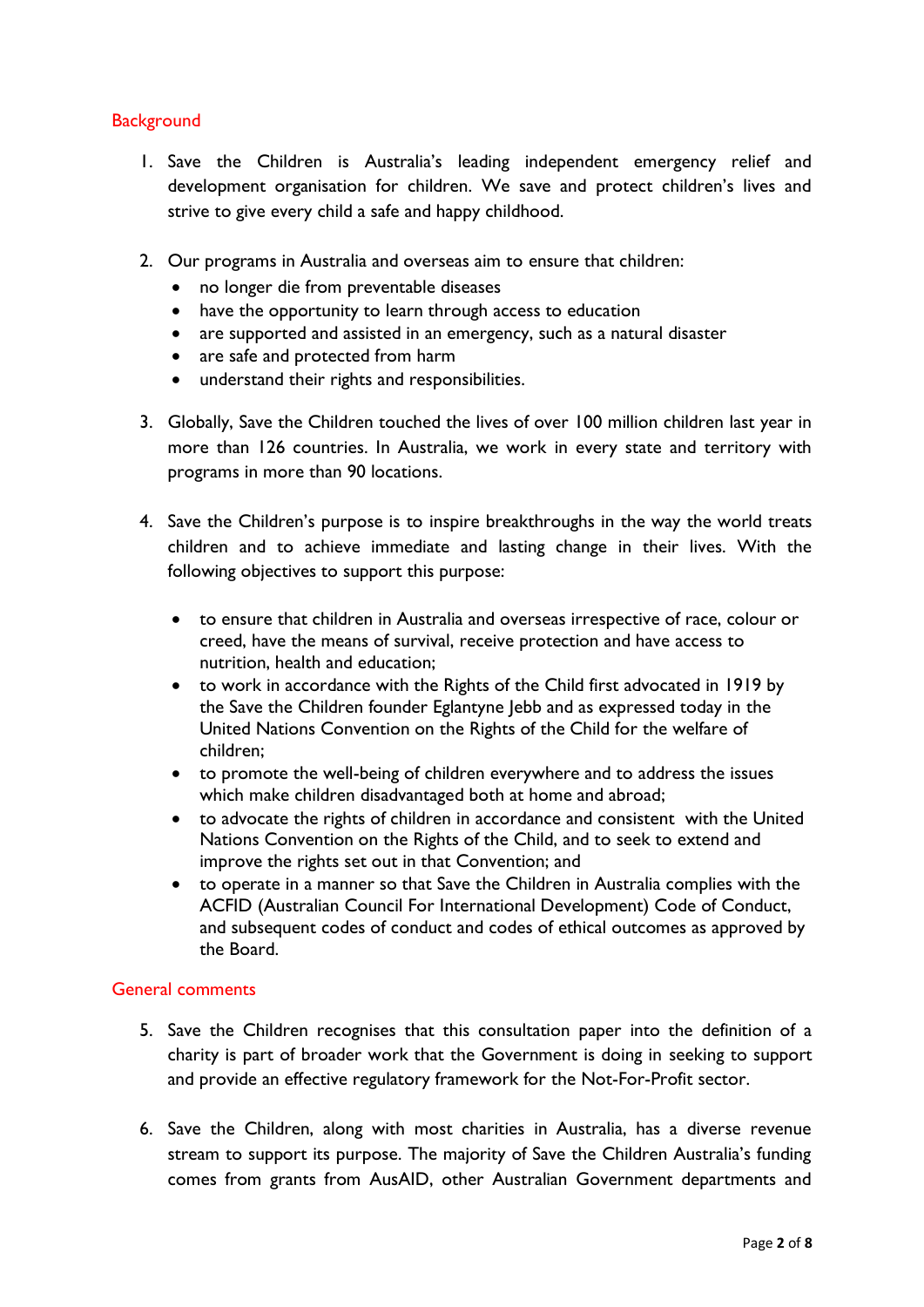## Background

1. Save the Children is Australia's leading independent emergency relief and development organisation for children. We save and protect children's lives and strive to give every child a safe and happy childhood.

2. Our programs in Australia and overseas aim to ensure that children:
   - no longer die from preventable diseases
   - have the opportunity to learn through access to education
   - are supported and assisted in an emergency, such as a natural disaster
   - are safe and protected from harm
   - understand their rights and responsibilities.

3. Globally, Save the Children touched the lives of over 100 million children last year in more than 126 countries. In Australia, we work in every state and territory with programs in more than 90 locations.

4. Save the Children's purpose is to inspire breakthroughs in the way the world treats children and to achieve immediate and lasting change in their lives. With the following objectives to support this purpose:

   - to ensure that children in Australia and overseas irrespective of race, colour or creed, have the means of survival, receive protection and have access to nutrition, health and education;
   - to work in accordance with the Rights of the Child first advocated in 1919 by the Save the Children founder Eglantyne Jebb and as expressed today in the United Nations Convention on the Rights of the Child for the welfare of children;
   - to promote the well-being of children everywhere and to address the issues which make children disadvantaged both at home and abroad;
   - to advocate the rights of children in accordance and consistent with the United Nations Convention on the Rights of the Child, and to seek to extend and improve the rights set out in that Convention; and
   - to operate in a manner so that Save the Children in Australia complies with the ACFID (Australian Council For International Development) Code of Conduct, and subsequent codes of conduct and codes of ethical outcomes as approved by the Board.

## General comments

5. Save the Children recognises that this consultation paper into the definition of a charity is part of broader work that the Government is doing in seeking to support and provide an effective regulatory framework for the Not-For-Profit sector.

6. Save the Children, along with most charities in Australia, has a diverse revenue stream to support its purpose. The majority of Save the Children Australia's funding comes from grants from AusAID, other Australian Government departments and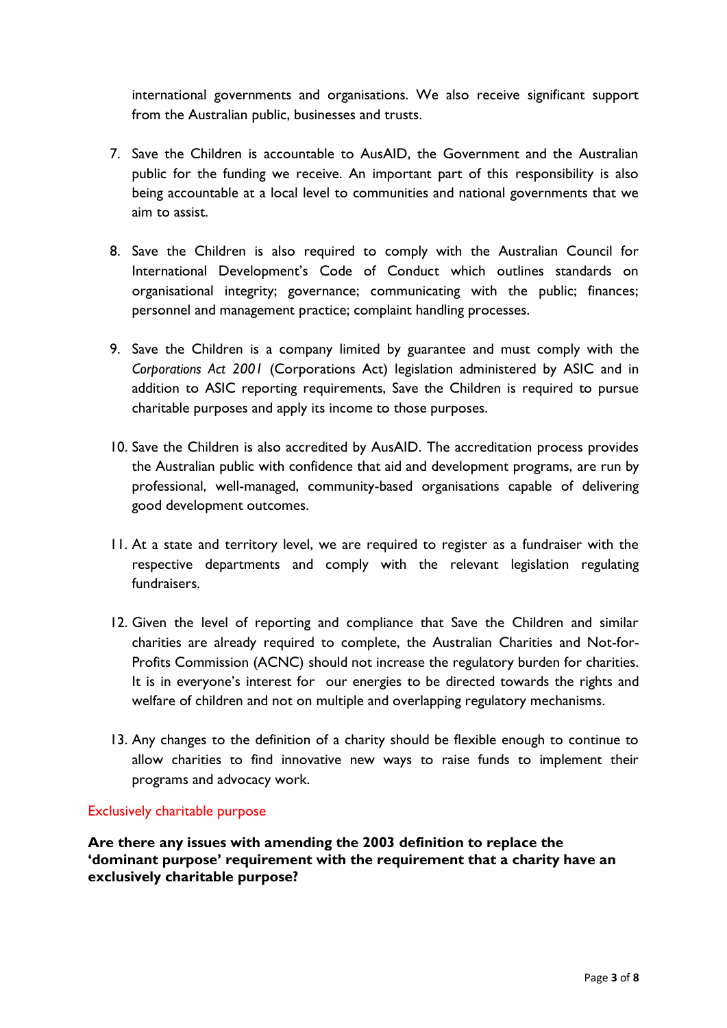international governments and organisations. We also receive significant support from the Australian public, businesses and trusts.

7. Save the Children is accountable to AusAID, the Government and the Australian public for the funding we receive. An important part of this responsibility is also being accountable at a local level to communities and national governments that we aim to assist.

8. Save the Children is also required to comply with the Australian Council for International Development's Code of Conduct which outlines standards on organisational integrity; governance; communicating with the public; finances; personnel and management practice; complaint handling processes.

9. Save the Children is a company limited by guarantee and must comply with the *Corporations Act 2001* (Corporations Act) legislation administered by ASIC and in addition to ASIC reporting requirements, Save the Children is required to pursue charitable purposes and apply its income to those purposes.

10. Save the Children is also accredited by AusAID. The accreditation process provides the Australian public with confidence that aid and development programs, are run by professional, well-managed, community-based organisations capable of delivering good development outcomes.

11. At a state and territory level, we are required to register as a fundraiser with the respective departments and comply with the relevant legislation regulating fundraisers.

12. Given the level of reporting and compliance that Save the Children and similar charities are already required to complete, the Australian Charities and Not-for-Profits Commission (ACNC) should not increase the regulatory burden for charities. It is in everyone's interest for our energies to be directed towards the rights and welfare of children and not on multiple and overlapping regulatory mechanisms.

13. Any changes to the definition of a charity should be flexible enough to continue to allow charities to find innovative new ways to raise funds to implement their programs and advocacy work.

## Exclusively charitable purpose

**Are there any issues with amending the 2003 definition to replace the 'dominant purpose' requirement with the requirement that a charity have an exclusively charitable purpose?**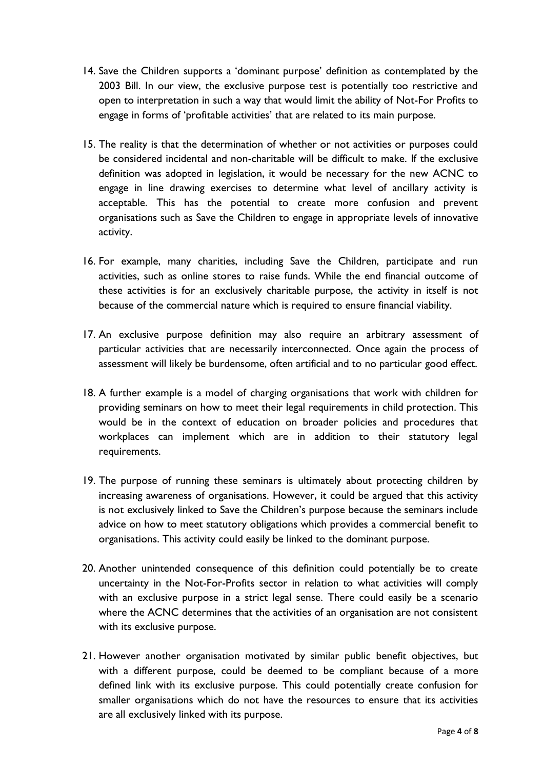14. Save the Children supports a 'dominant purpose' definition as contemplated by the 2003 Bill. In our view, the exclusive purpose test is potentially too restrictive and open to interpretation in such a way that would limit the ability of Not-For Profits to engage in forms of 'profitable activities' that are related to its main purpose.

15. The reality is that the determination of whether or not activities or purposes could be considered incidental and non-charitable will be difficult to make. If the exclusive definition was adopted in legislation, it would be necessary for the new ACNC to engage in line drawing exercises to determine what level of ancillary activity is acceptable. This has the potential to create more confusion and prevent organisations such as Save the Children to engage in appropriate levels of innovative activity.

16. For example, many charities, including Save the Children, participate and run activities, such as online stores to raise funds. While the end financial outcome of these activities is for an exclusively charitable purpose, the activity in itself is not because of the commercial nature which is required to ensure financial viability.

17. An exclusive purpose definition may also require an arbitrary assessment of particular activities that are necessarily interconnected. Once again the process of assessment will likely be burdensome, often artificial and to no particular good effect.

18. A further example is a model of charging organisations that work with children for providing seminars on how to meet their legal requirements in child protection. This would be in the context of education on broader policies and procedures that workplaces can implement which are in addition to their statutory legal requirements.

19. The purpose of running these seminars is ultimately about protecting children by increasing awareness of organisations. However, it could be argued that this activity is not exclusively linked to Save the Children's purpose because the seminars include advice on how to meet statutory obligations which provides a commercial benefit to organisations. This activity could easily be linked to the dominant purpose.

20. Another unintended consequence of this definition could potentially be to create uncertainty in the Not-For-Profits sector in relation to what activities will comply with an exclusive purpose in a strict legal sense. There could easily be a scenario where the ACNC determines that the activities of an organisation are not consistent with its exclusive purpose.

21. However another organisation motivated by similar public benefit objectives, but with a different purpose, could be deemed to be compliant because of a more defined link with its exclusive purpose. This could potentially create confusion for smaller organisations which do not have the resources to ensure that its activities are all exclusively linked with its purpose.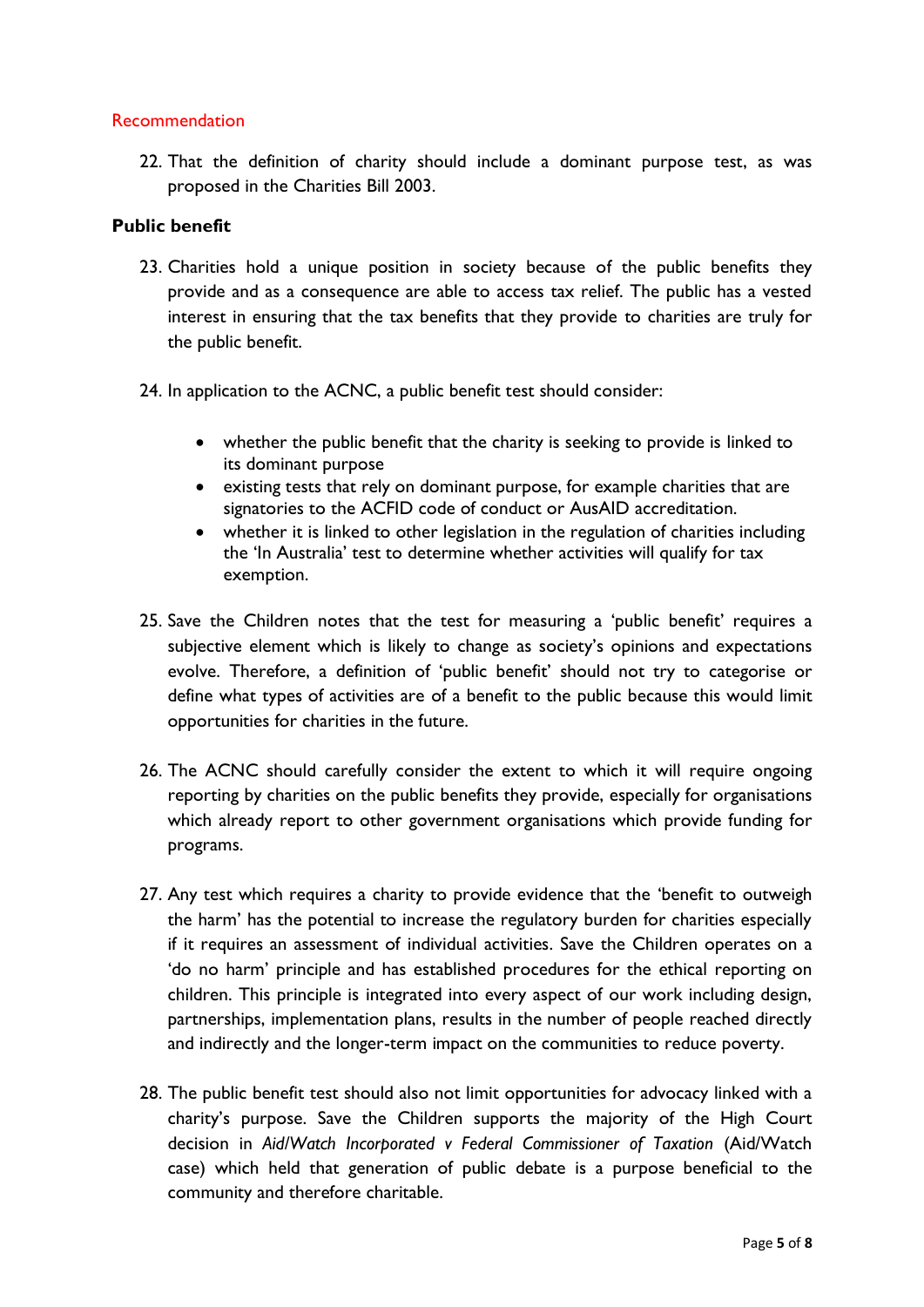Recommendation

22. That the definition of charity should include a dominant purpose test, as was proposed in the Charities Bill 2003.

**Public benefit**

23. Charities hold a unique position in society because of the public benefits they provide and as a consequence are able to access tax relief. The public has a vested interest in ensuring that the tax benefits that they provide to charities are truly for the public benefit.

24. In application to the ACNC, a public benefit test should consider:

    - whether the public benefit that the charity is seeking to provide is linked to its dominant purpose
    - existing tests that rely on dominant purpose, for example charities that are signatories to the ACFID code of conduct or AusAID accreditation.
    - whether it is linked to other legislation in the regulation of charities including the 'In Australia' test to determine whether activities will qualify for tax exemption.

25. Save the Children notes that the test for measuring a 'public benefit' requires a subjective element which is likely to change as society's opinions and expectations evolve. Therefore, a definition of 'public benefit' should not try to categorise or define what types of activities are of a benefit to the public because this would limit opportunities for charities in the future.

26. The ACNC should carefully consider the extent to which it will require ongoing reporting by charities on the public benefits they provide, especially for organisations which already report to other government organisations which provide funding for programs.

27. Any test which requires a charity to provide evidence that the 'benefit to outweigh the harm' has the potential to increase the regulatory burden for charities especially if it requires an assessment of individual activities. Save the Children operates on a 'do no harm' principle and has established procedures for the ethical reporting on children. This principle is integrated into every aspect of our work including design, partnerships, implementation plans, results in the number of people reached directly and indirectly and the longer-term impact on the communities to reduce poverty.

28. The public benefit test should also not limit opportunities for advocacy linked with a charity's purpose. Save the Children supports the majority of the High Court decision in *Aid/Watch Incorporated v Federal Commissioner of Taxation* (Aid/Watch case) which held that generation of public debate is a purpose beneficial to the community and therefore charitable.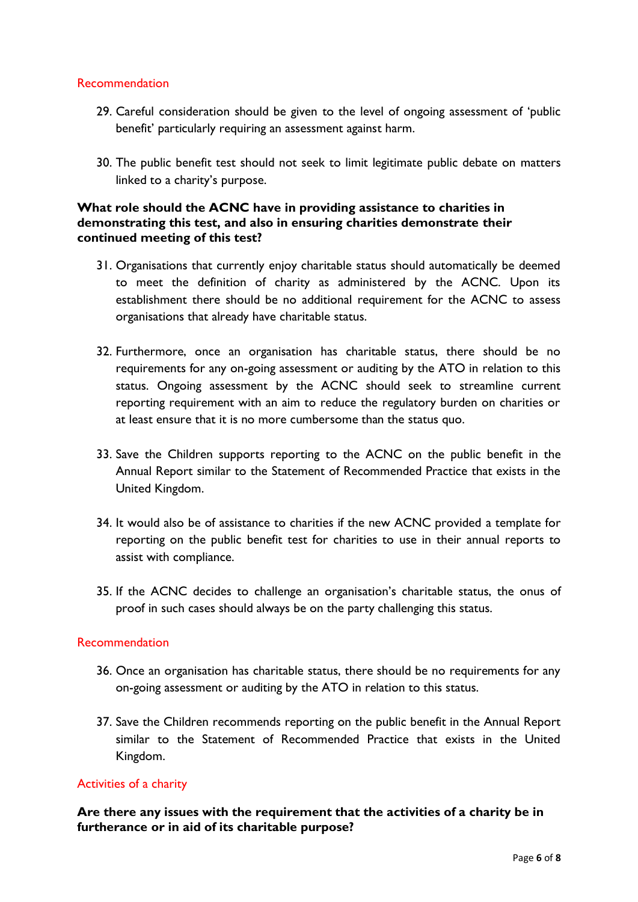### Recommendation

29. Careful consideration should be given to the level of ongoing assessment of 'public benefit' particularly requiring an assessment against harm.

30. The public benefit test should not seek to limit legitimate public debate on matters linked to a charity's purpose.

**What role should the ACNC have in providing assistance to charities in demonstrating this test, and also in ensuring charities demonstrate their continued meeting of this test?**

31. Organisations that currently enjoy charitable status should automatically be deemed to meet the definition of charity as administered by the ACNC. Upon its establishment there should be no additional requirement for the ACNC to assess organisations that already have charitable status.

32. Furthermore, once an organisation has charitable status, there should be no requirements for any on-going assessment or auditing by the ATO in relation to this status. Ongoing assessment by the ACNC should seek to streamline current reporting requirement with an aim to reduce the regulatory burden on charities or at least ensure that it is no more cumbersome than the status quo.

33. Save the Children supports reporting to the ACNC on the public benefit in the Annual Report similar to the Statement of Recommended Practice that exists in the United Kingdom.

34. It would also be of assistance to charities if the new ACNC provided a template for reporting on the public benefit test for charities to use in their annual reports to assist with compliance.

35. If the ACNC decides to challenge an organisation's charitable status, the onus of proof in such cases should always be on the party challenging this status.

### Recommendation

36. Once an organisation has charitable status, there should be no requirements for any on-going assessment or auditing by the ATO in relation to this status.

37. Save the Children recommends reporting on the public benefit in the Annual Report similar to the Statement of Recommended Practice that exists in the United Kingdom.

### Activities of a charity

**Are there any issues with the requirement that the activities of a charity be in furtherance or in aid of its charitable purpose?**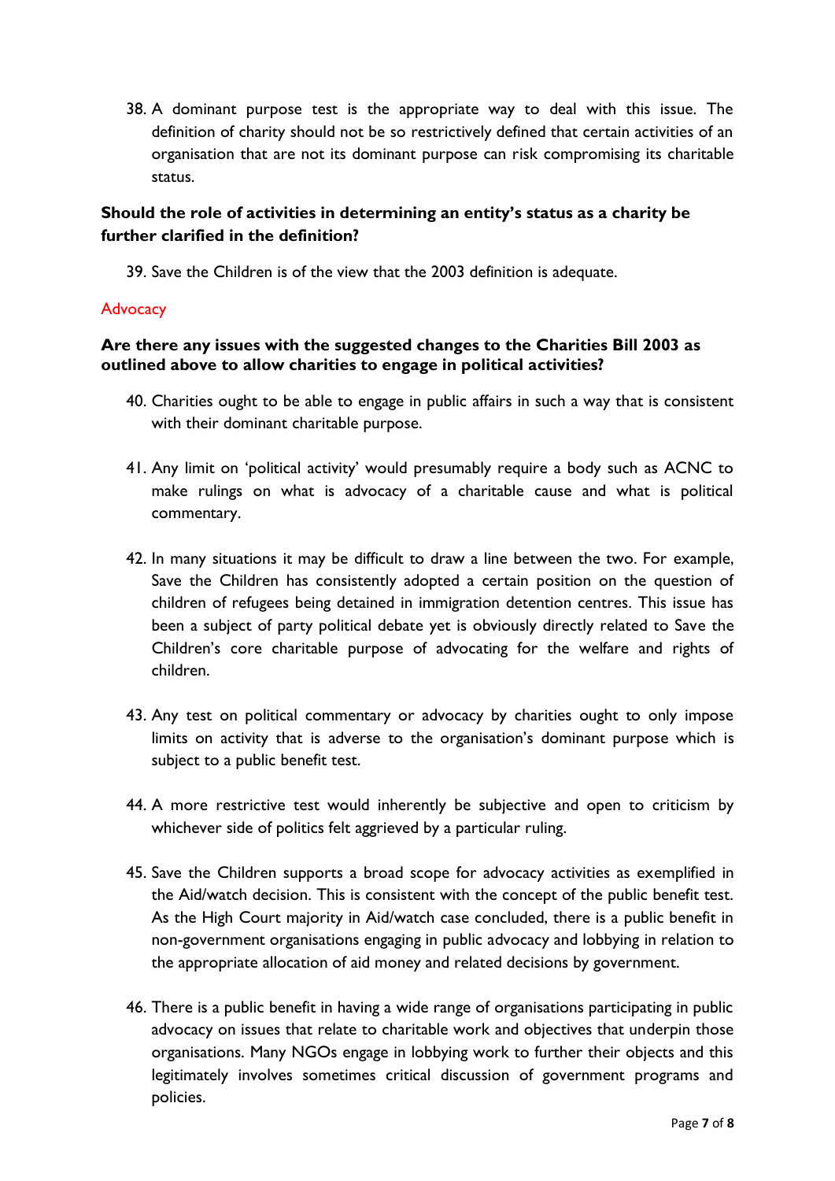38. A dominant purpose test is the appropriate way to deal with this issue. The definition of charity should not be so restrictively defined that certain activities of an organisation that are not its dominant purpose can risk compromising its charitable status.

**Should the role of activities in determining an entity's status as a charity be further clarified in the definition?**

39. Save the Children is of the view that the 2003 definition is adequate.

## Advocacy

**Are there any issues with the suggested changes to the Charities Bill 2003 as outlined above to allow charities to engage in political activities?**

40. Charities ought to be able to engage in public affairs in such a way that is consistent with their dominant charitable purpose.

41. Any limit on 'political activity' would presumably require a body such as ACNC to make rulings on what is advocacy of a charitable cause and what is political commentary.

42. In many situations it may be difficult to draw a line between the two. For example, Save the Children has consistently adopted a certain position on the question of children of refugees being detained in immigration detention centres. This issue has been a subject of party political debate yet is obviously directly related to Save the Children's core charitable purpose of advocating for the welfare and rights of children.

43. Any test on political commentary or advocacy by charities ought to only impose limits on activity that is adverse to the organisation's dominant purpose which is subject to a public benefit test.

44. A more restrictive test would inherently be subjective and open to criticism by whichever side of politics felt aggrieved by a particular ruling.

45. Save the Children supports a broad scope for advocacy activities as exemplified in the Aid/watch decision. This is consistent with the concept of the public benefit test. As the High Court majority in Aid/watch case concluded, there is a public benefit in non-government organisations engaging in public advocacy and lobbying in relation to the appropriate allocation of aid money and related decisions by government.

46. There is a public benefit in having a wide range of organisations participating in public advocacy on issues that relate to charitable work and objectives that underpin those organisations. Many NGOs engage in lobbying work to further their objects and this legitimately involves sometimes critical discussion of government programs and policies.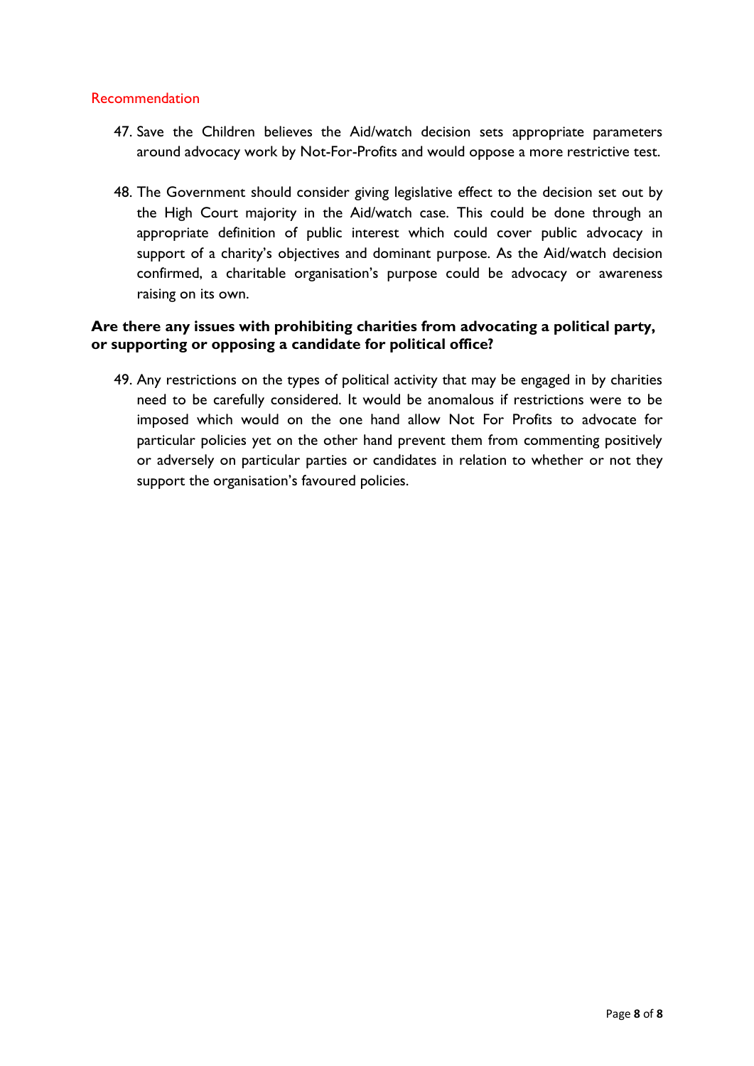Recommendation

47. Save the Children believes the Aid/watch decision sets appropriate parameters around advocacy work by Not-For-Profits and would oppose a more restrictive test.

48. The Government should consider giving legislative effect to the decision set out by the High Court majority in the Aid/watch case. This could be done through an appropriate definition of public interest which could cover public advocacy in support of a charity's objectives and dominant purpose. As the Aid/watch decision confirmed, a charitable organisation's purpose could be advocacy or awareness raising on its own.

**Are there any issues with prohibiting charities from advocating a political party, or supporting or opposing a candidate for political office?**

49. Any restrictions on the types of political activity that may be engaged in by charities need to be carefully considered. It would be anomalous if restrictions were to be imposed which would on the one hand allow Not For Profits to advocate for particular policies yet on the other hand prevent them from commenting positively or adversely on particular parties or candidates in relation to whether or not they support the organisation's favoured policies.